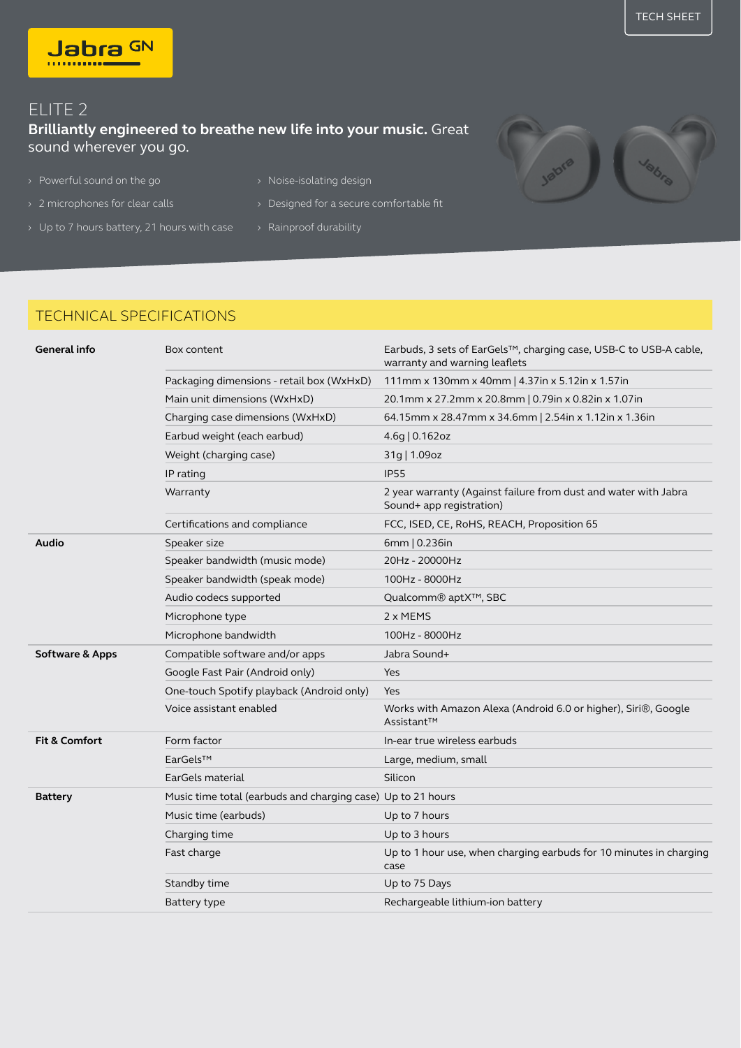TECH SHEET

Jabra GN

# ELITE 2

**Brilliantly engineered to breathe new life into your music.** Great sound wherever you go.

- Powerful sound on the go
- 2 microphones for clear calls
- Up to 7 hours battery, 21 hours with case
- Noise-isolating design
- Designed for a secure comfortable fit
- Rainproof durability

## TECHNICAL SPECIFICATIONS

| | | |
|---|---|---|
| **General info** | Box content | Earbuds, 3 sets of EarGels™, charging case, USB-C to USB-A cable, warranty and warning leaflets |
| | Packaging dimensions - retail box (WxHxD) | 111mm x 130mm x 40mm \| 4.37in x 5.12in x 1.57in |
| | Main unit dimensions (WxHxD) | 20.1mm x 27.2mm x 20.8mm \| 0.79in x 0.82in x 1.07in |
| | Charging case dimensions (WxHxD) | 64.15mm x 28.47mm x 34.6mm \| 2.54in x 1.12in x 1.36in |
| | Earbud weight (each earbud) | 4.6g \| 0.162oz |
| | Weight (charging case) | 31g \| 1.09oz |
| | IP rating | IP55 |
| | Warranty | 2 year warranty (Against failure from dust and water with Jabra Sound+ app registration) |
| | Certifications and compliance | FCC, ISED, CE, RoHS, REACH, Proposition 65 |
| **Audio** | Speaker size | 6mm \| 0.236in |
| | Speaker bandwidth (music mode) | 20Hz - 20000Hz |
| | Speaker bandwidth (speak mode) | 100Hz - 8000Hz |
| | Audio codecs supported | Qualcomm® aptX™, SBC |
| | Microphone type | 2 x MEMS |
| | Microphone bandwidth | 100Hz - 8000Hz |
| **Software & Apps** | Compatible software and/or apps | Jabra Sound+ |
| | Google Fast Pair (Android only) | Yes |
| | One-touch Spotify playback (Android only) | Yes |
| | Voice assistant enabled | Works with Amazon Alexa (Android 6.0 or higher), Siri®, Google Assistant™ |
| **Fit & Comfort** | Form factor | In-ear true wireless earbuds |
| | EarGels™ | Large, medium, small |
| | EarGels material | Silicon |
| **Battery** | Music time total (earbuds and charging case) | Up to 21 hours |
| | Music time (earbuds) | Up to 7 hours |
| | Charging time | Up to 3 hours |
| | Fast charge | Up to 1 hour use, when charging earbuds for 10 minutes in charging case |
| | Standby time | Up to 75 Days |
| | Battery type | Rechargeable lithium-ion battery |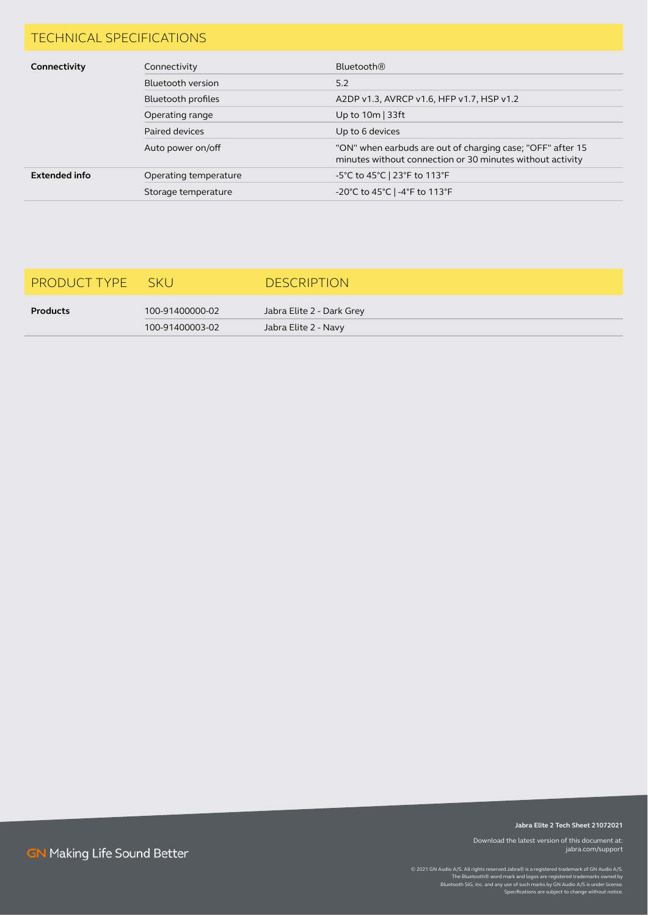## TECHNICAL SPECIFICATIONS

| | | |
|---|---|---|
| **Connectivity** | Connectivity | Bluetooth® |
| | Bluetooth version | 5.2 |
| | Bluetooth profiles | A2DP v1.3, AVRCP v1.6, HFP v1.7, HSP v1.2 |
| | Operating range | Up to 10m \| 33ft |
| | Paired devices | Up to 6 devices |
| | Auto power on/off | "ON" when earbuds are out of charging case; "OFF" after 15 minutes without connection or 30 minutes without activity |
| **Extended info** | Operating temperature | -5°C to 45°C \| 23°F to 113°F |
| | Storage temperature | -20°C to 45°C \| -4°F to 113°F |

| PRODUCT TYPE | SKU | DESCRIPTION |
|---|---|---|
| **Products** | 100-91400000-02 | Jabra Elite 2 - Dark Grey |
| | 100-91400003-02 | Jabra Elite 2 - Navy |

**Jabra Elite 2 Tech Sheet 21072021**

Download the latest version of this document at: jabra.com/support

GN Making Life Sound Better

© 2021 GN Audio A/S. All rights reserved.Jabra® is a registered trademark of GN Audio A/S. The Bluetooth® word mark and logos are registered trademarks owned by Bluetooth SIG, Inc. and any use of such marks by GN Audio A/S is under license. Specifications are subject to change without notice.